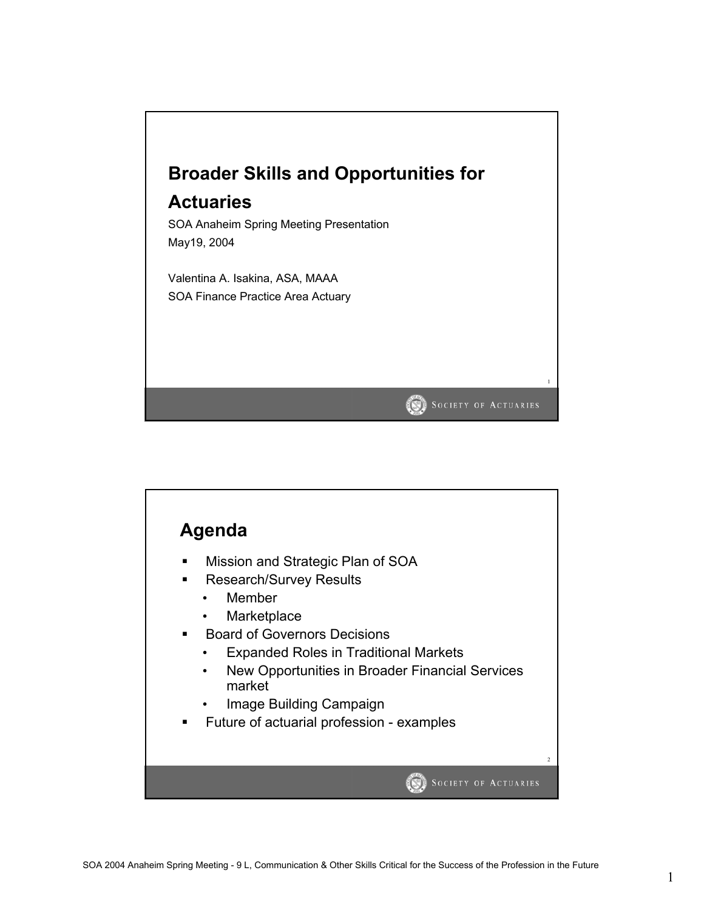# Broader Skills and Opportunities for Actuaries

SOA Anaheim Spring Meeting Presentation

May19, 2004

Valentina A. Isakina, ASA, MAAA

SOA Finance Practice Area Actuary

## Agenda

- Mission and Strategic Plan of SOA
- Research/Survey Results
  - Member
  - Marketplace
- Board of Governors Decisions
  - Expanded Roles in Traditional Markets
  - New Opportunities in Broader Financial Services market
  - Image Building Campaign
- Future of actuarial profession - examples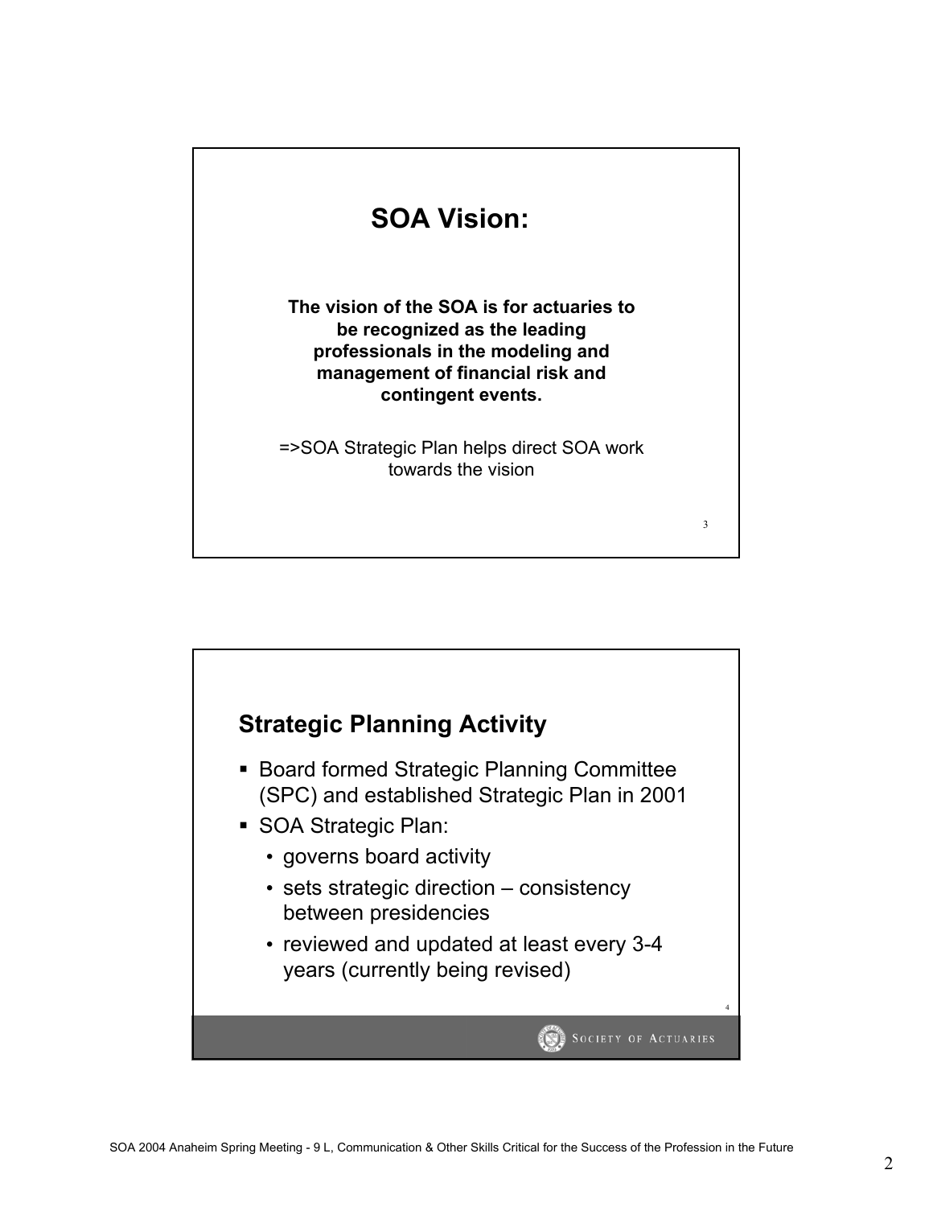## SOA Vision:

**The vision of the SOA is for actuaries to be recognized as the leading professionals in the modeling and management of financial risk and contingent events.**

=>SOA Strategic Plan helps direct SOA work towards the vision

## Strategic Planning Activity

- Board formed Strategic Planning Committee (SPC) and established Strategic Plan in 2001
- SOA Strategic Plan:
  - governs board activity
  - sets strategic direction – consistency between presidencies
  - reviewed and updated at least every 3-4 years (currently being revised)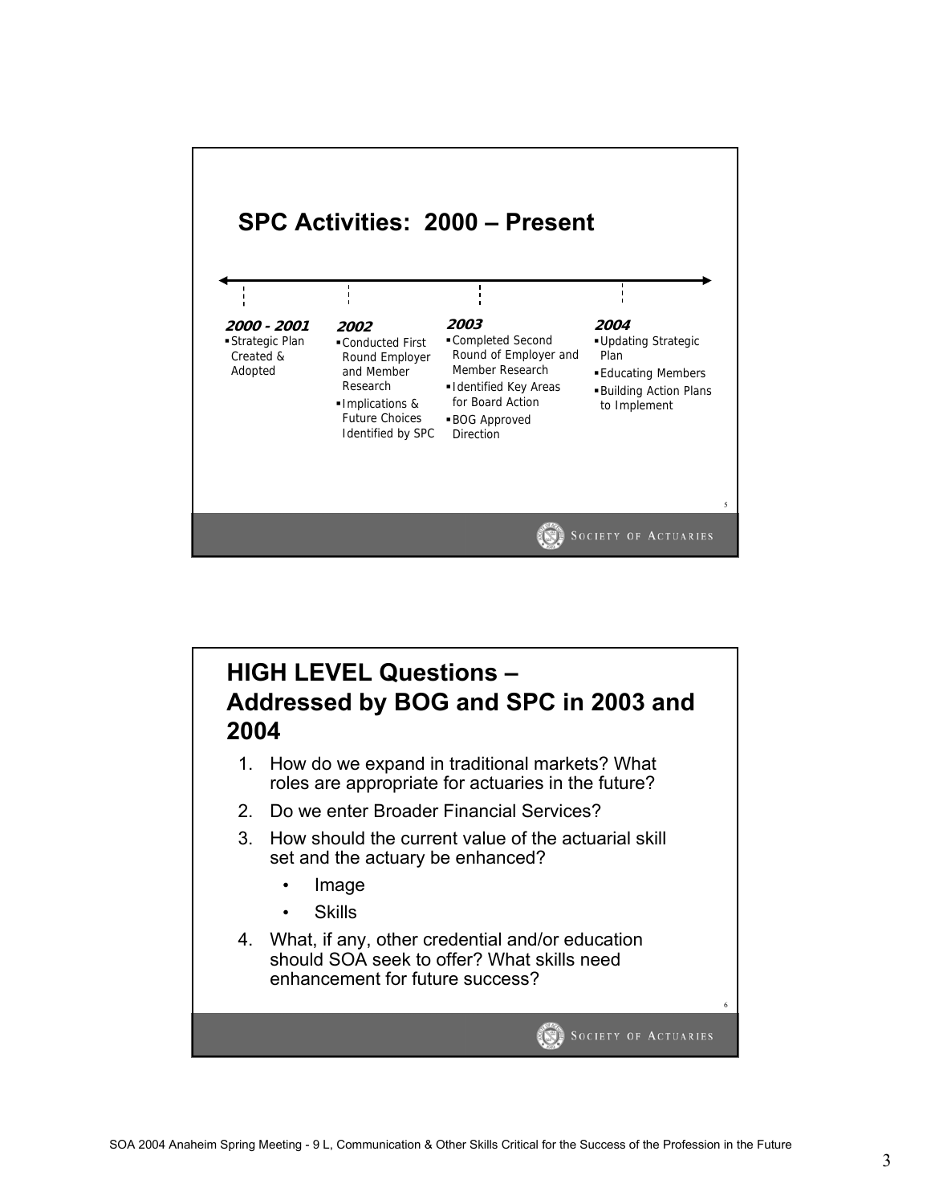## SPC Activities: 2000 – Present

**2000 - 2001**
- Strategic Plan Created & Adopted

**2002**
- Conducted First Round Employer and Member Research
- Implications & Future Choices Identified by SPC

**2003**
- Completed Second Round of Employer and Member Research
- Identified Key Areas for Board Action
- BOG Approved Direction

**2004**
- Updating Strategic Plan
- Educating Members
- Building Action Plans to Implement

## HIGH LEVEL Questions – Addressed by BOG and SPC in 2003 and 2004

1. How do we expand in traditional markets? What roles are appropriate for actuaries in the future?
2. Do we enter Broader Financial Services?
3. How should the current value of the actuarial skill set and the actuary be enhanced?
   - Image
   - Skills
4. What, if any, other credential and/or education should SOA seek to offer? What skills need enhancement for future success?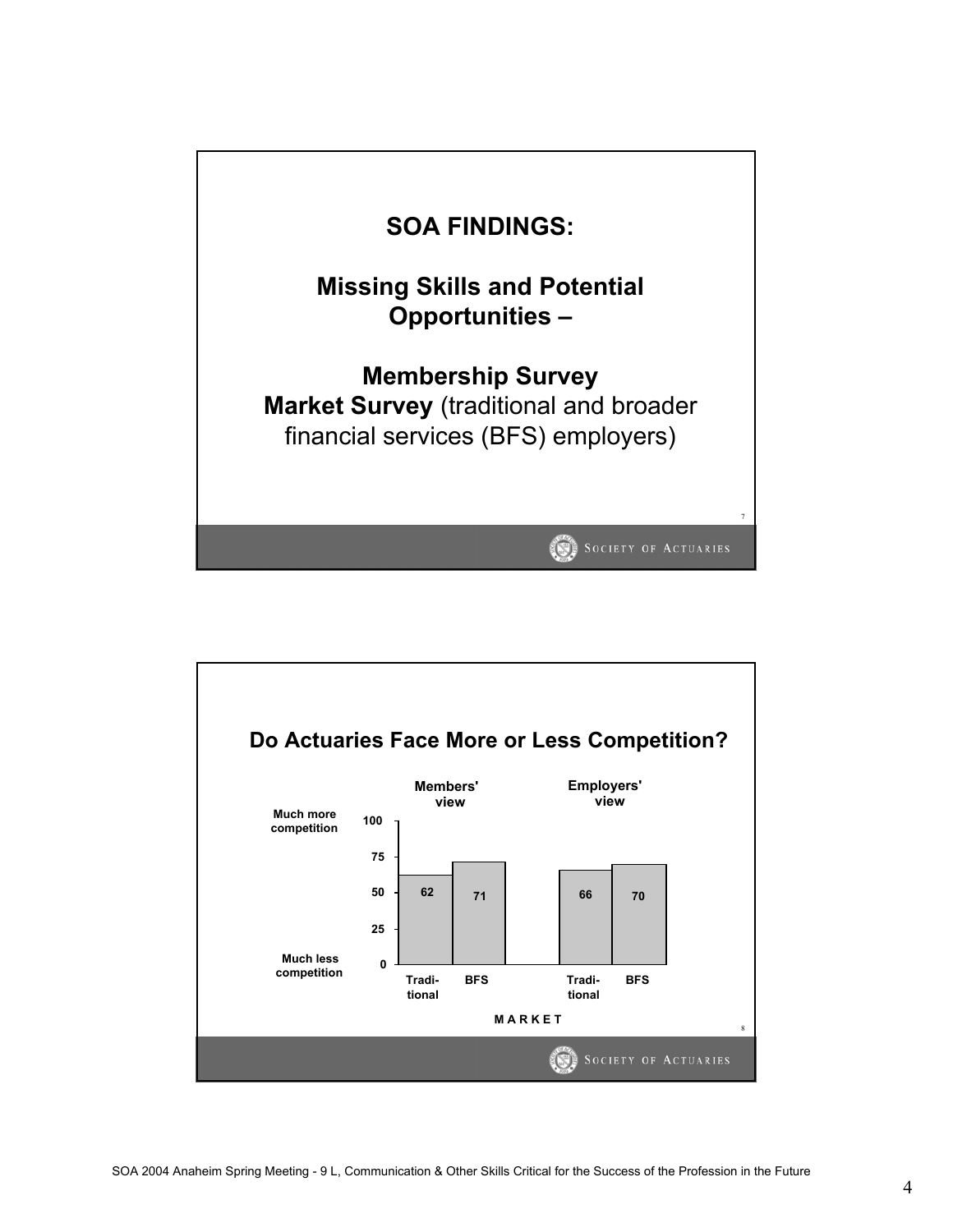## SOA FINDINGS:

## Missing Skills and Potential Opportunities –

**Membership Survey**

**Market Survey** (traditional and broader financial services (BFS) employers)

## Do Actuaries Face More or Less Competition?

Scale: 0 = Much less competition, 100 = Much more competition

| MARKET | Members' view | Employers' view |
|---|---|---|
| Traditional | 62 | 66 |
| BFS | 71 | 70 |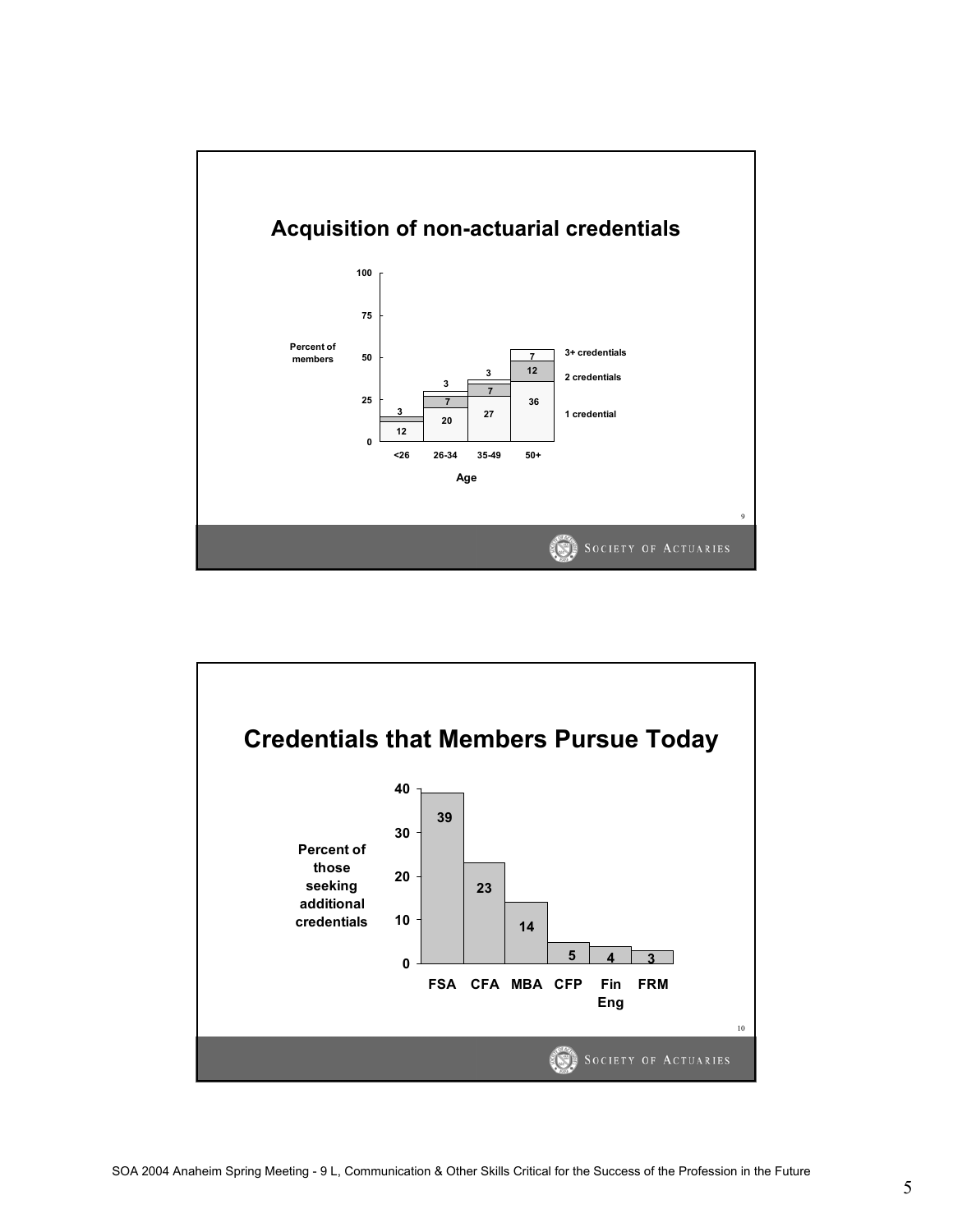## Acquisition of non-actuarial credentials

Percent of members

| Age | 1 credential | 2 credentials | 3+ credentials |
|---|---|---|---|
| <26 | 12 | 3 | |
| 26-34 | 20 | 7 | 3 |
| 35-49 | 27 | 7 | 3 |
| 50+ | 36 | 12 | 7 |

## Credentials that Members Pursue Today

Percent of those seeking additional credentials

| FSA | CFA | MBA | CFP | Fin Eng | FRM |
|---|---|---|---|---|---|
| 39 | 23 | 14 | 5 | 4 | 3 |

SOA 2004 Anaheim Spring Meeting - 9 L, Communication & Other Skills Critical for the Success of the Profession in the Future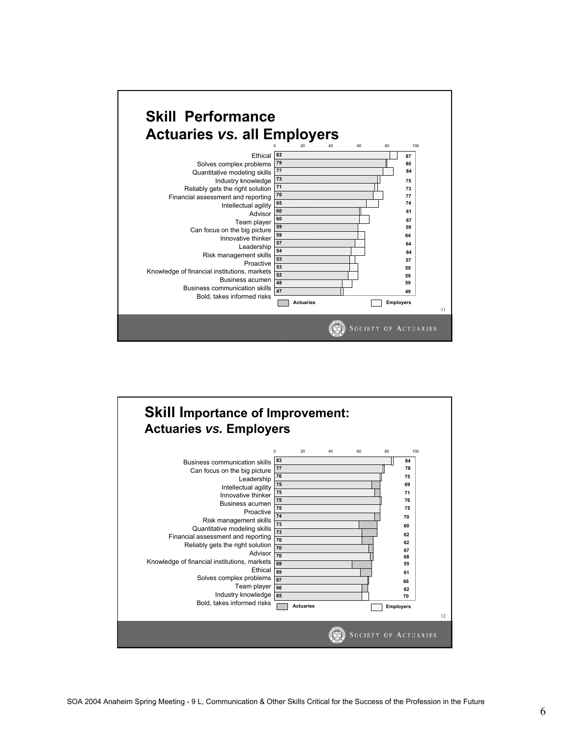## Skill Performance Actuaries *vs.* all Employers

| Skill | Actuaries | Employers |
|---|---|---|
| Ethical | 82 | 87 |
| Solves complex problems | 79 | 80 |
| Quantitative modeling skills | 77 | 84 |
| Industry knowledge | 73 | 75 |
| Reliably gets the right solution | 71 | 73 |
| Financial assessment and reporting | 70 | 77 |
| Intellectual agility | 65 | 74 |
| Advisor | 60 | 61 |
| Team player | 60 | 67 |
| Can focus on the big picture | 59 | 59 |
| Innovative thinker | 59 | 64 |
| Leadership | 57 | 64 |
| Risk management skills | 54 | 64 |
| Proactive | 53 | 57 |
| Knowledge of financial institutions, markets | 53 | 59 |
| Business acumen | 52 | 59 |
| Business communication skills | 48 | 59 |
| Bold, takes informed risks | 47 | 49 |

## Skill Importance of Improvement: Actuaries *vs.* Employers

| Skill | Actuaries | Employers |
|---|---|---|
| Business communication skills | 83 | 84 |
| Can focus on the big picture | 77 | 78 |
| Leadership | 76 | 75 |
| Intellectual agility | 75 | 69 |
| Innovative thinker | 75 | 71 |
| Business acumen | 75 | 76 |
| Proactive | 75 | 75 |
| Risk management skills | 74 | 70 |
| Quantitative modeling skills | 73 | 60 |
| Financial assessment and reporting | 73 | 62 |
| Reliably gets the right solution | 70 | 62 |
| Advisor | 70 | 67 |
| Knowledge of financial institutions, markets | 70 | 68 |
| Ethical | 69 | 55 |
| Solves complex problems | 69 | 61 |
| Team player | 67 | 66 |
| Industry knowledge | 66 | 62 |
| Bold, takes informed risks | 65 | 70 |

SOA 2004 Anaheim Spring Meeting - 9 L, Communication & Other Skills Critical for the Success of the Profession in the Future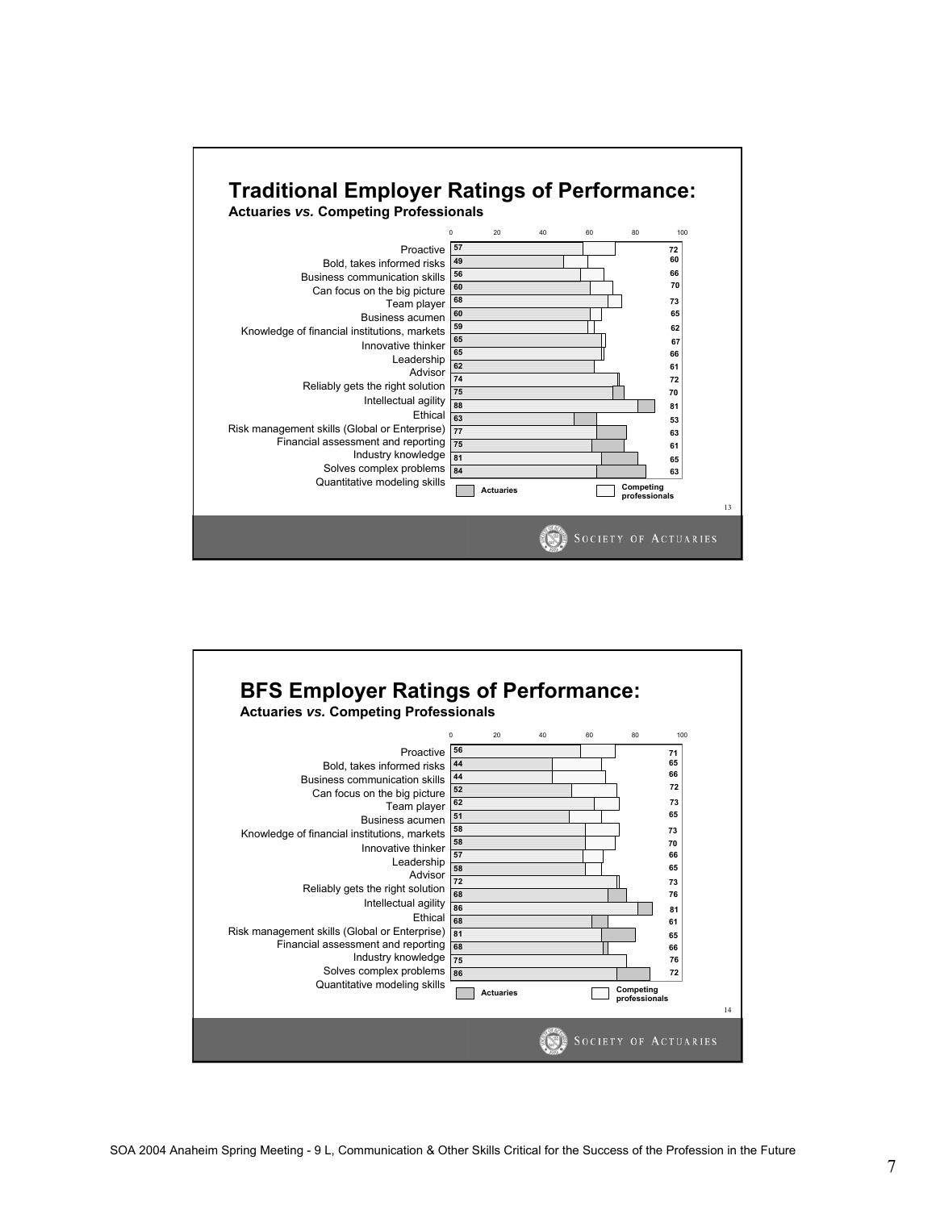## Traditional Employer Ratings of Performance:

### Actuaries *vs.* Competing Professionals

| Attribute | Actuaries | Competing professionals |
|---|---|---|
| Proactive | 57 | 72 |
| Bold, takes informed risks | 49 | 60 |
| Business communication skills | 56 | 66 |
| Can focus on the big picture | 60 | 70 |
| Team player | 68 | 73 |
| Business acumen | 60 | 65 |
| Knowledge of financial institutions, markets | 59 | 62 |
| Innovative thinker | 65 | 67 |
| Leadership | 65 | 66 |
| Advisor | 62 | 61 |
| Reliably gets the right solution | 74 | 72 |
| Intellectual agility | 75 | 70 |
| Ethical | 88 | 81 |
| Risk management skills (Global or Enterprise) | 63 | 53 |
| Financial assessment and reporting | 77 | 63 |
| Industry knowledge | 75 | 61 |
| Solves complex problems | 81 | 65 |
| Quantitative modeling skills | 84 | 63 |

## BFS Employer Ratings of Performance:

### Actuaries *vs.* Competing Professionals

| Attribute | Actuaries | Competing professionals |
|---|---|---|
| Proactive | 56 | 71 |
| Bold, takes informed risks | 44 | 65 |
| Business communication skills | 44 | 66 |
| Can focus on the big picture | 52 | 72 |
| Team player | 62 | 73 |
| Business acumen | 51 | 65 |
| Knowledge of financial institutions, markets | 58 | 73 |
| Innovative thinker | 58 | 70 |
| Leadership | 57 | 66 |
| Advisor | 58 | 65 |
| Reliably gets the right solution | 72 | 73 |
| Intellectual agility | 68 | 76 |
| Ethical | 86 | 81 |
| Risk management skills (Global or Enterprise) | 68 | 61 |
| Financial assessment and reporting | 81 | 65 |
| Industry knowledge | 68 | 66 |
| Solves complex problems | 75 | 76 |
| Quantitative modeling skills | 86 | 72 |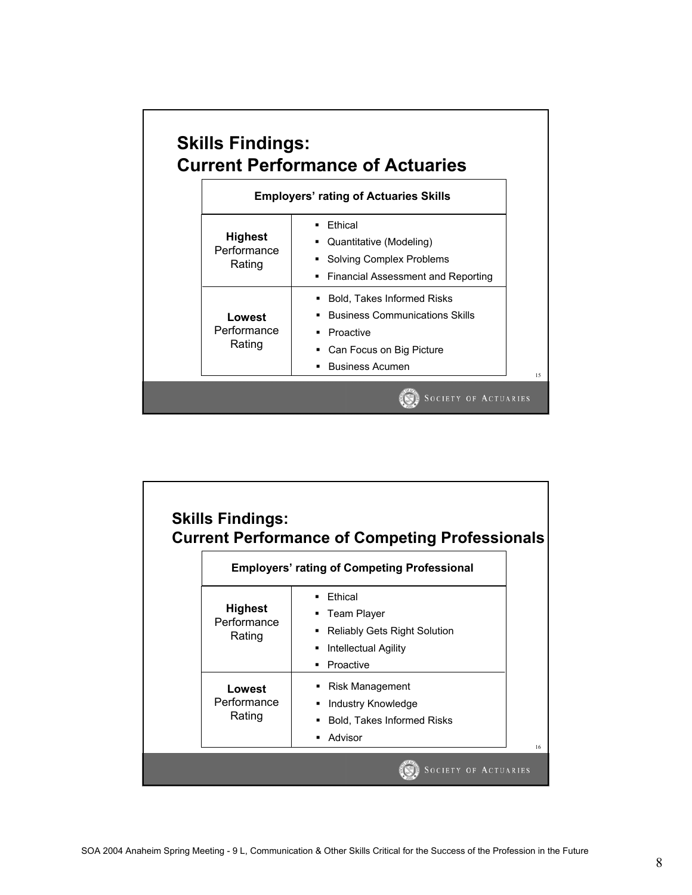## Skills Findings: Current Performance of Actuaries

| Employers' rating of Actuaries Skills | |
|---|---|
| **Highest** Performance Rating | ▪ Ethical<br>▪ Quantitative (Modeling)<br>▪ Solving Complex Problems<br>▪ Financial Assessment and Reporting |
| **Lowest** Performance Rating | ▪ Bold, Takes Informed Risks<br>▪ Business Communications Skills<br>▪ Proactive<br>▪ Can Focus on Big Picture<br>▪ Business Acumen |

## Skills Findings: Current Performance of Competing Professionals

| Employers' rating of Competing Professional | |
|---|---|
| **Highest** Performance Rating | ▪ Ethical<br>▪ Team Player<br>▪ Reliably Gets Right Solution<br>▪ Intellectual Agility<br>▪ Proactive |
| **Lowest** Performance Rating | ▪ Risk Management<br>▪ Industry Knowledge<br>▪ Bold, Takes Informed Risks<br>▪ Advisor |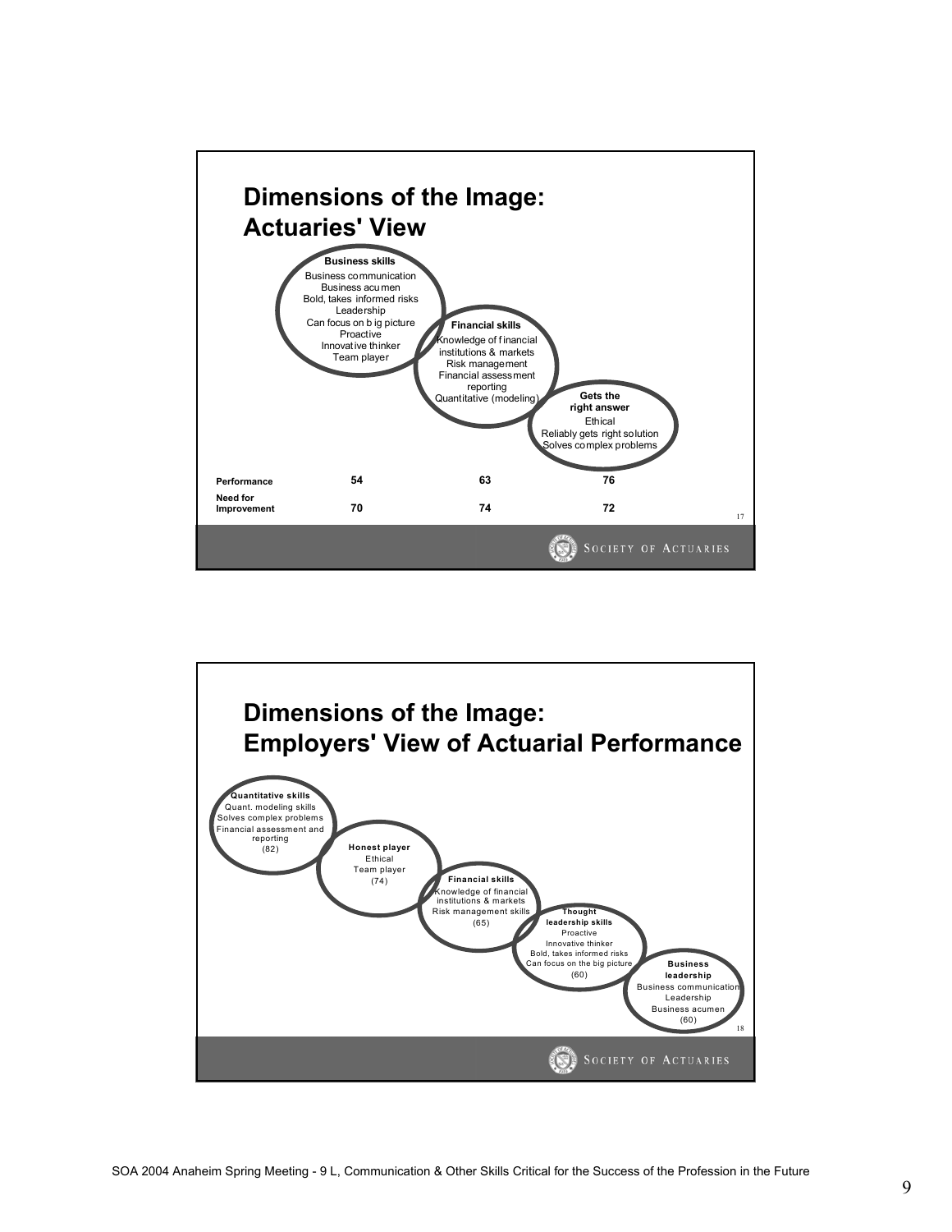## Dimensions of the Image: Actuaries' View

**Business skills**
Business communication
Business acumen
Bold, takes informed risks
Leadership
Can focus on big picture
Proactive
Innovative thinker
Team player

**Financial skills**
Knowledge of financial institutions & markets
Risk management
Financial assessment reporting
Quantitative (modeling)

**Gets the right answer**
Ethical
Reliably gets right solution
Solves complex problems

| | Business skills | Financial skills | Gets the right answer |
|---|---|---|---|
| **Performance** | **54** | **63** | **76** |
| **Need for Improvement** | **70** | **74** | **72** |

## Dimensions of the Image: Employers' View of Actuarial Performance

**Quantitative skills**
Quant. modeling skills
Solves complex problems
Financial assessment and reporting
(82)

**Honest player**
Ethical
Team player
(74)

**Financial skills**
Knowledge of financial institutions & markets
Risk management skills
(65)

**Thought leadership skills**
Proactive
Innovative thinker
Bold, takes informed risks
Can focus on the big picture
(60)

**Business leadership**
Business communication
Leadership
Business acumen
(60)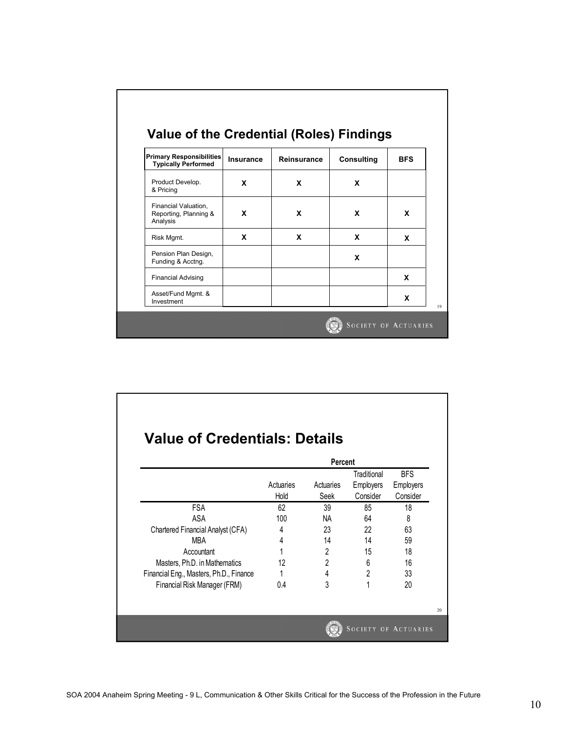## Value of the Credential (Roles) Findings

| Primary Responsibilities Typically Performed | Insurance | Reinsurance | Consulting | BFS |
|---|---|---|---|---|
| Product Develop. & Pricing | X | X | X | |
| Financial Valuation, Reporting, Planning & Analysis | X | X | X | X |
| Risk Mgmt. | X | X | X | X |
| Pension Plan Design, Funding & Acctng. | | | X | |
| Financial Advising | | | | X |
| Asset/Fund Mgmt. & Investment | | | | X |

## Value of Credentials: Details

| | Percent | | | |
|---|---|---|---|---|
| | Actuaries Hold | Actuaries Seek | Traditional Employers Consider | BFS Employers Consider |
| FSA | 62 | 39 | 85 | 18 |
| ASA | 100 | NA | 64 | 8 |
| Chartered Financial Analyst (CFA) | 4 | 23 | 22 | 63 |
| MBA | 4 | 14 | 14 | 59 |
| Accountant | 1 | 2 | 15 | 18 |
| Masters, Ph.D. in Mathematics | 12 | 2 | 6 | 16 |
| Financial Eng., Masters, Ph.D., Finance | 1 | 4 | 2 | 33 |
| Financial Risk Manager (FRM) | 0.4 | 3 | 1 | 20 |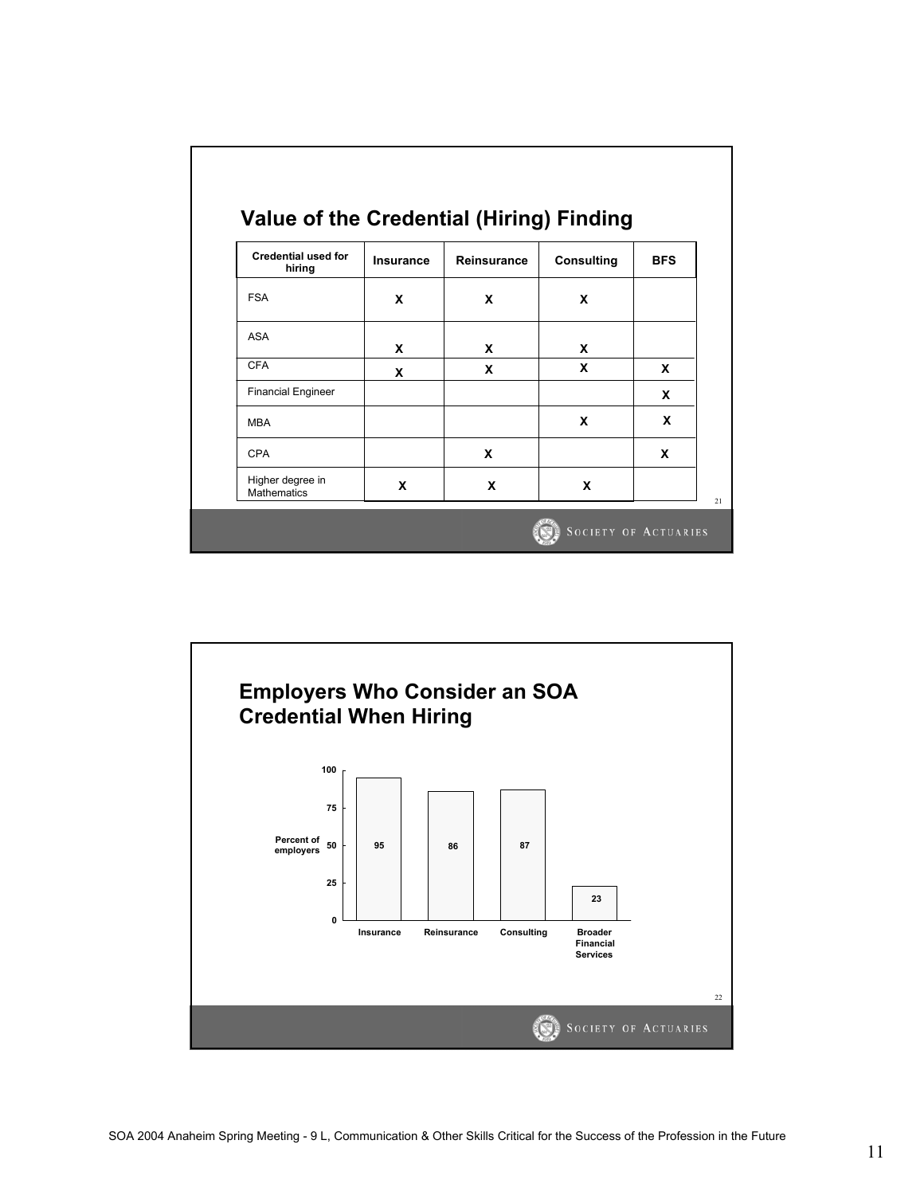## Value of the Credential (Hiring) Finding

| Credential used for hiring | Insurance | Reinsurance | Consulting | BFS |
|---|---|---|---|---|
| FSA | X | X | X | |
| ASA | X | X | X | |
| CFA | X | X | X | X |
| Financial Engineer | | | | X |
| MBA | | | X | X |
| CPA | | X | | X |
| Higher degree in Mathematics | X | X | X | |

## Employers Who Consider an SOA Credential When Hiring

| | Percent of employers |
|---|---|
| Insurance | 95 |
| Reinsurance | 86 |
| Consulting | 87 |
| Broader Financial Services | 23 |

SOA 2004 Anaheim Spring Meeting - 9 L, Communication & Other Skills Critical for the Success of the Profession in the Future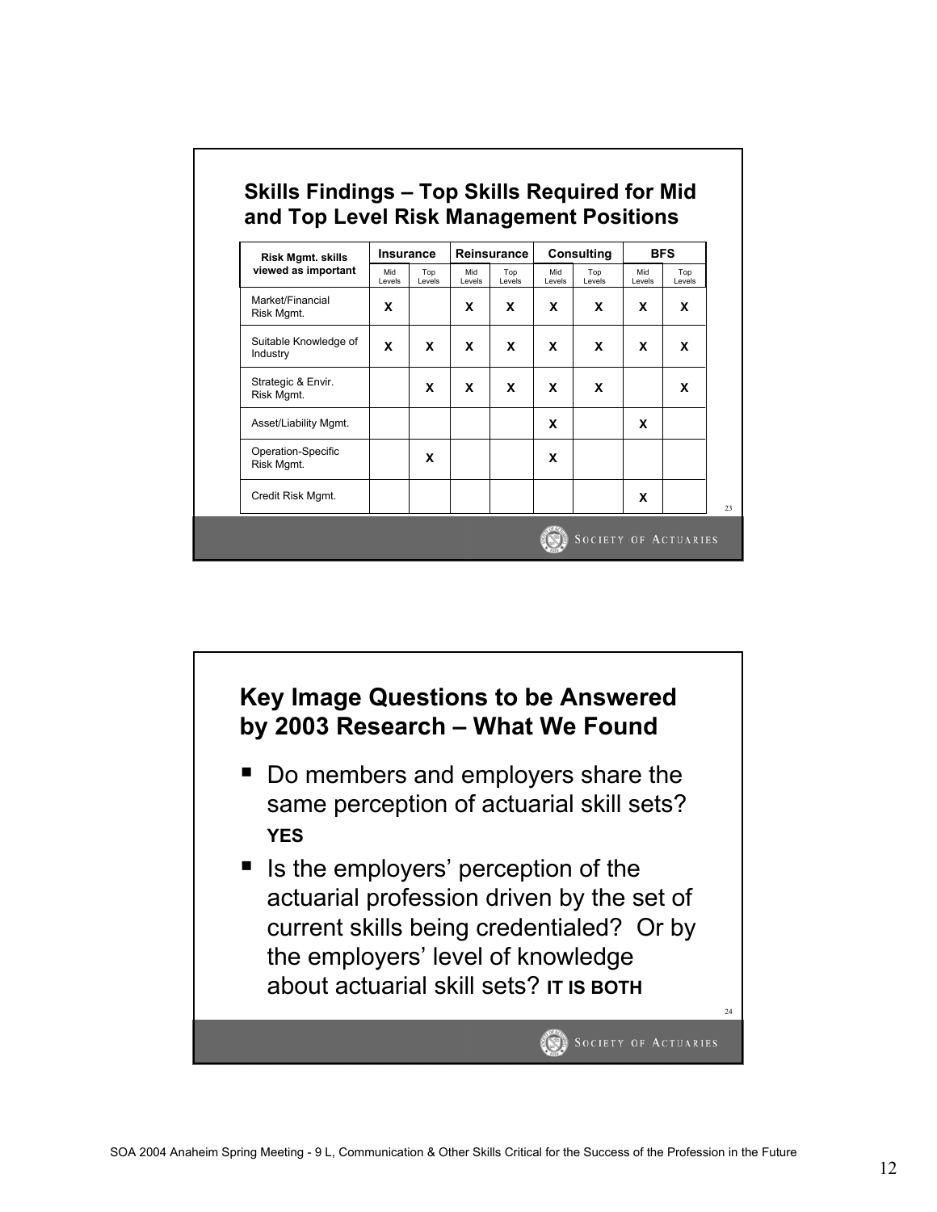## Skills Findings – Top Skills Required for Mid and Top Level Risk Management Positions

| Risk Mgmt. skills viewed as important | Insurance | | Reinsurance | | Consulting | | BFS | |
|---|---|---|---|---|---|---|---|---|
| | Mid Levels | Top Levels | Mid Levels | Top Levels | Mid Levels | Top Levels | Mid Levels | Top Levels |
| Market/Financial Risk Mgmt. | X | | X | X | X | X | X | X |
| Suitable Knowledge of Industry | X | X | X | X | X | X | X | X |
| Strategic & Envir. Risk Mgmt. | | X | X | X | X | X | | X |
| Asset/Liability Mgmt. | | | | | X | | X | |
| Operation-Specific Risk Mgmt. | | X | | | X | | | |
| Credit Risk Mgmt. | | | | | | | X | |

## Key Image Questions to be Answered by 2003 Research – What We Found

- Do members and employers share the same perception of actuarial skill sets? **YES**
- Is the employers' perception of the actuarial profession driven by the set of current skills being credentialed? Or by the employers' level of knowledge about actuarial skill sets? **IT IS BOTH**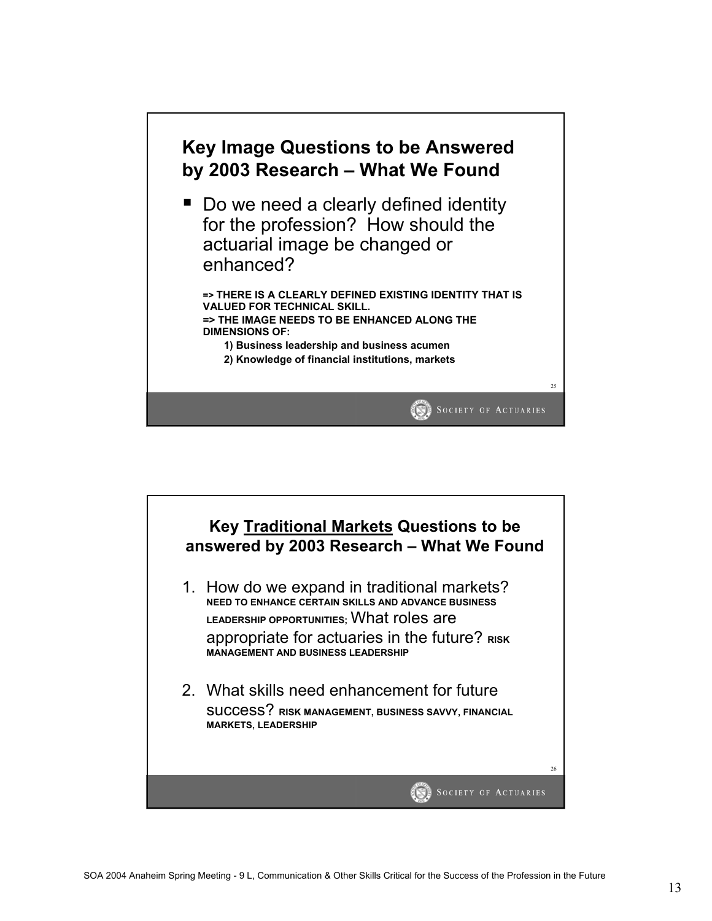## Key Image Questions to be Answered by 2003 Research – What We Found

- Do we need a clearly defined identity for the profession? How should the actuarial image be changed or enhanced?

**=> THERE IS A CLEARLY DEFINED EXISTING IDENTITY THAT IS VALUED FOR TECHNICAL SKILL.**
**=> THE IMAGE NEEDS TO BE ENHANCED ALONG THE DIMENSIONS OF:**

**1) Business leadership and business acumen**
**2) Knowledge of financial institutions, markets**

## Key Traditional Markets Questions to be answered by 2003 Research – What We Found

1. How do we expand in traditional markets? **NEED TO ENHANCE CERTAIN SKILLS AND ADVANCE BUSINESS LEADERSHIP OPPORTUNITIES;** What roles are appropriate for actuaries in the future? **RISK MANAGEMENT AND BUSINESS LEADERSHIP**

2. What skills need enhancement for future success? **RISK MANAGEMENT, BUSINESS SAVVY, FINANCIAL MARKETS, LEADERSHIP**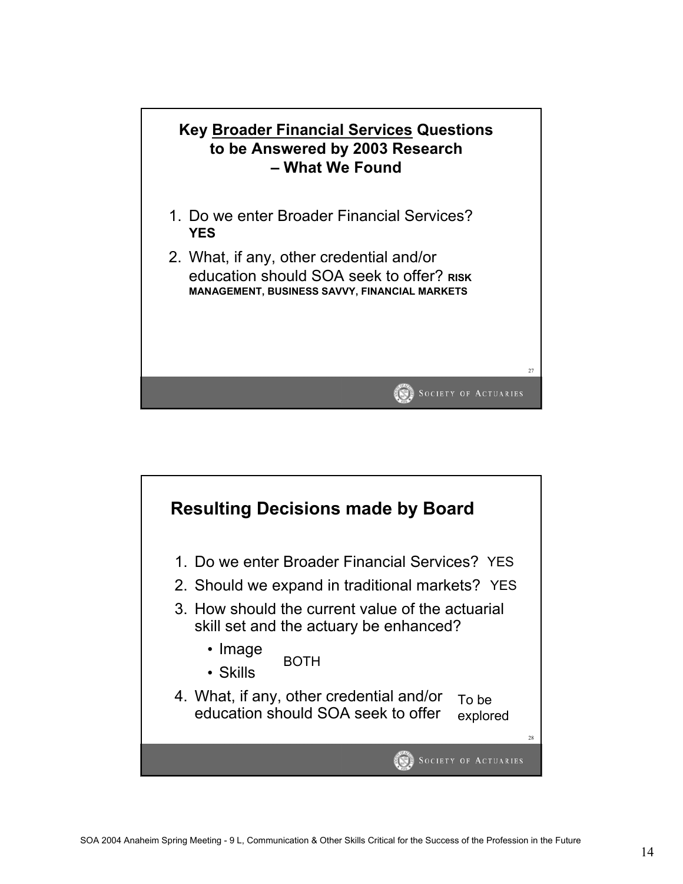## Key Broader Financial Services Questions to be Answered by 2003 Research – What We Found

1. Do we enter Broader Financial Services? **YES**
2. What, if any, other credential and/or education should SOA seek to offer? **RISK MANAGEMENT, BUSINESS SAVVY, FINANCIAL MARKETS**

## Resulting Decisions made by Board

1. Do we enter Broader Financial Services? YES
2. Should we expand in traditional markets? YES
3. How should the current value of the actuarial skill set and the actuary be enhanced?
   - Image
   - Skills

   BOTH
4. What, if any, other credential and/or education should SOA seek to offer — To be explored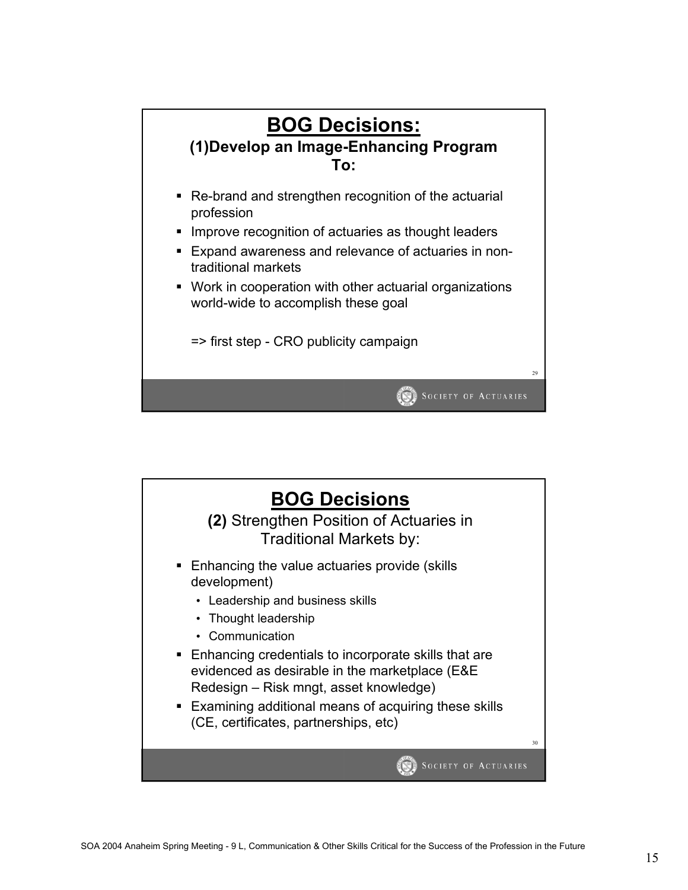# BOG Decisions:

### (1)Develop an Image-Enhancing Program To:

- Re-brand and strengthen recognition of the actuarial profession
- Improve recognition of actuaries as thought leaders
- Expand awareness and relevance of actuaries in non-traditional markets
- Work in cooperation with other actuarial organizations world-wide to accomplish these goal

=> first step - CRO publicity campaign

# BOG Decisions

### **(2)** Strengthen Position of Actuaries in Traditional Markets by:

- Enhancing the value actuaries provide (skills development)
  - Leadership and business skills
  - Thought leadership
  - Communication
- Enhancing credentials to incorporate skills that are evidenced as desirable in the marketplace (E&E Redesign – Risk mngt, asset knowledge)
- Examining additional means of acquiring these skills (CE, certificates, partnerships, etc)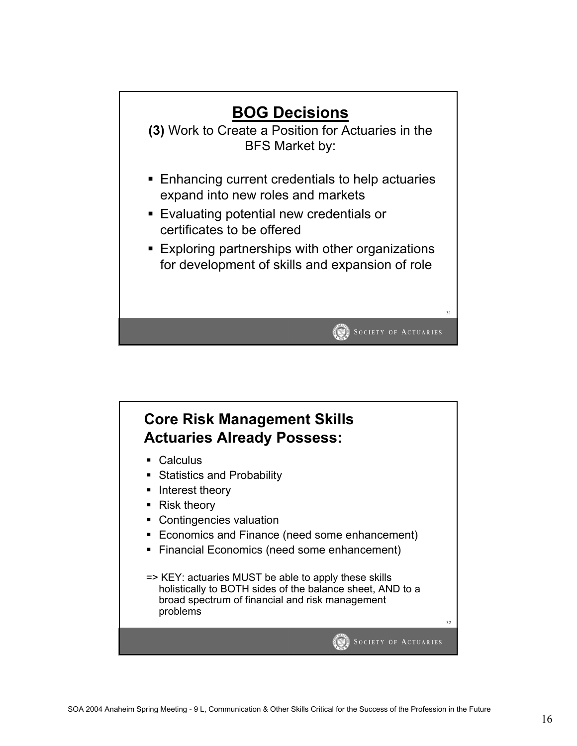## BOG Decisions

**(3)** Work to Create a Position for Actuaries in the BFS Market by:

- Enhancing current credentials to help actuaries expand into new roles and markets
- Evaluating potential new credentials or certificates to be offered
- Exploring partnerships with other organizations for development of skills and expansion of role

## Core Risk Management Skills Actuaries Already Possess:

- Calculus
- Statistics and Probability
- Interest theory
- Risk theory
- Contingencies valuation
- Economics and Finance (need some enhancement)
- Financial Economics (need some enhancement)

=> KEY: actuaries MUST be able to apply these skills holistically to BOTH sides of the balance sheet, AND to a broad spectrum of financial and risk management problems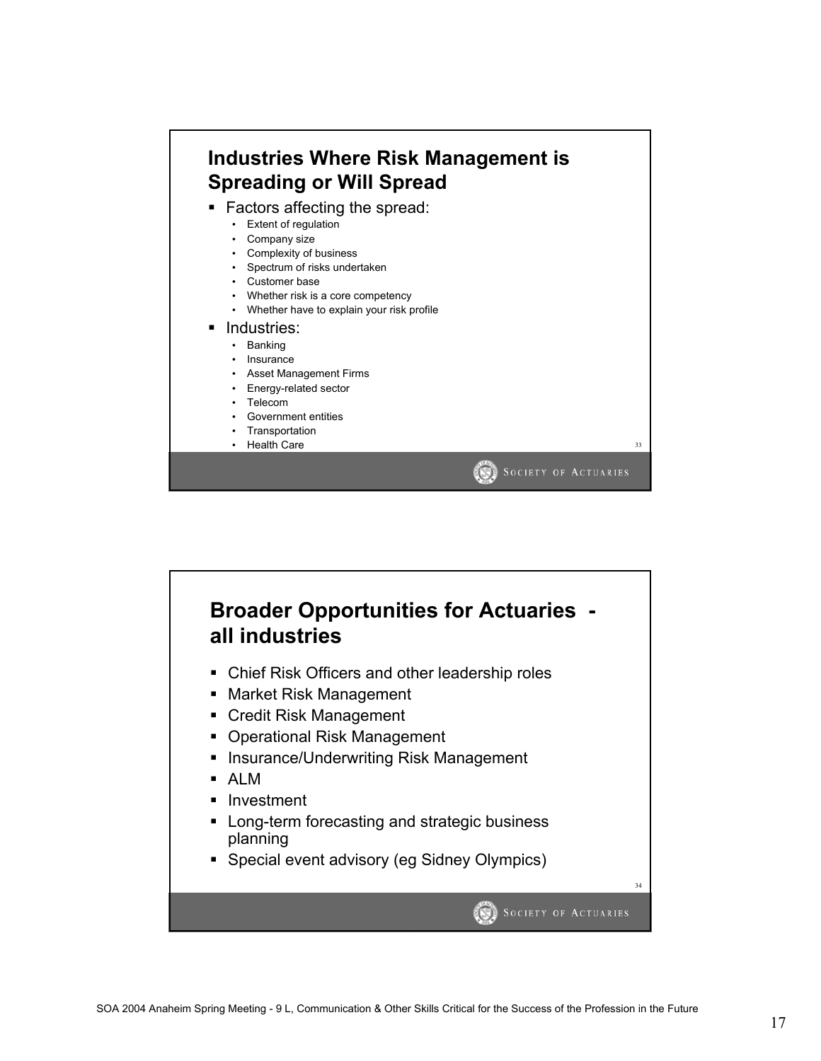## Industries Where Risk Management is Spreading or Will Spread

- Factors affecting the spread:
  - Extent of regulation
  - Company size
  - Complexity of business
  - Spectrum of risks undertaken
  - Customer base
  - Whether risk is a core competency
  - Whether have to explain your risk profile
- Industries:
  - Banking
  - Insurance
  - Asset Management Firms
  - Energy-related sector
  - Telecom
  - Government entities
  - Transportation
  - Health Care

## Broader Opportunities for Actuaries - all industries

- Chief Risk Officers and other leadership roles
- Market Risk Management
- Credit Risk Management
- Operational Risk Management
- Insurance/Underwriting Risk Management
- ALM
- Investment
- Long-term forecasting and strategic business planning
- Special event advisory (eg Sidney Olympics)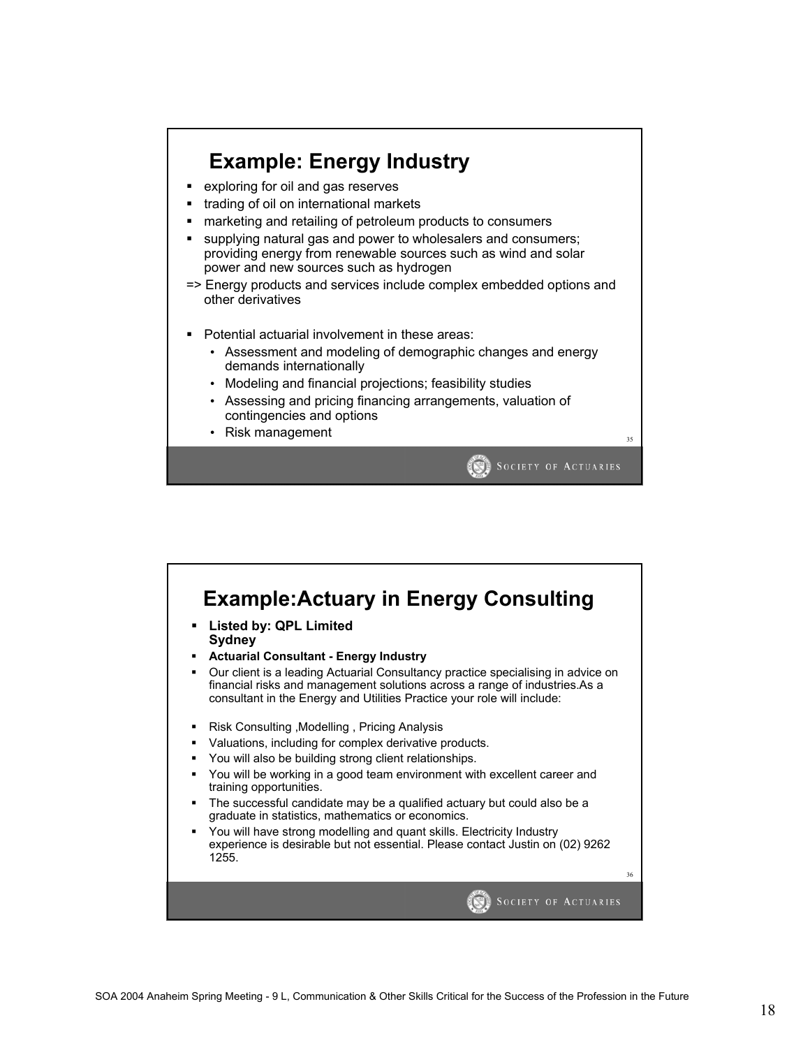## Example: Energy Industry

- exploring for oil and gas reserves
- trading of oil on international markets
- marketing and retailing of petroleum products to consumers
- supplying natural gas and power to wholesalers and consumers; providing energy from renewable sources such as wind and solar power and new sources such as hydrogen

=> Energy products and services include complex embedded options and other derivatives

- Potential actuarial involvement in these areas:
  - Assessment and modeling of demographic changes and energy demands internationally
  - Modeling and financial projections; feasibility studies
  - Assessing and pricing financing arrangements, valuation of contingencies and options
  - Risk management

## Example:Actuary in Energy Consulting

- **Listed by: QPL Limited Sydney**
- **Actuarial Consultant - Energy Industry**
- Our client is a leading Actuarial Consultancy practice specialising in advice on financial risks and management solutions across a range of industries.As a consultant in the Energy and Utilities Practice your role will include:
- Risk Consulting ,Modelling , Pricing Analysis
- Valuations, including for complex derivative products.
- You will also be building strong client relationships.
- You will be working in a good team environment with excellent career and training opportunities.
- The successful candidate may be a qualified actuary but could also be a graduate in statistics, mathematics or economics.
- You will have strong modelling and quant skills. Electricity Industry experience is desirable but not essential. Please contact Justin on (02) 9262 1255.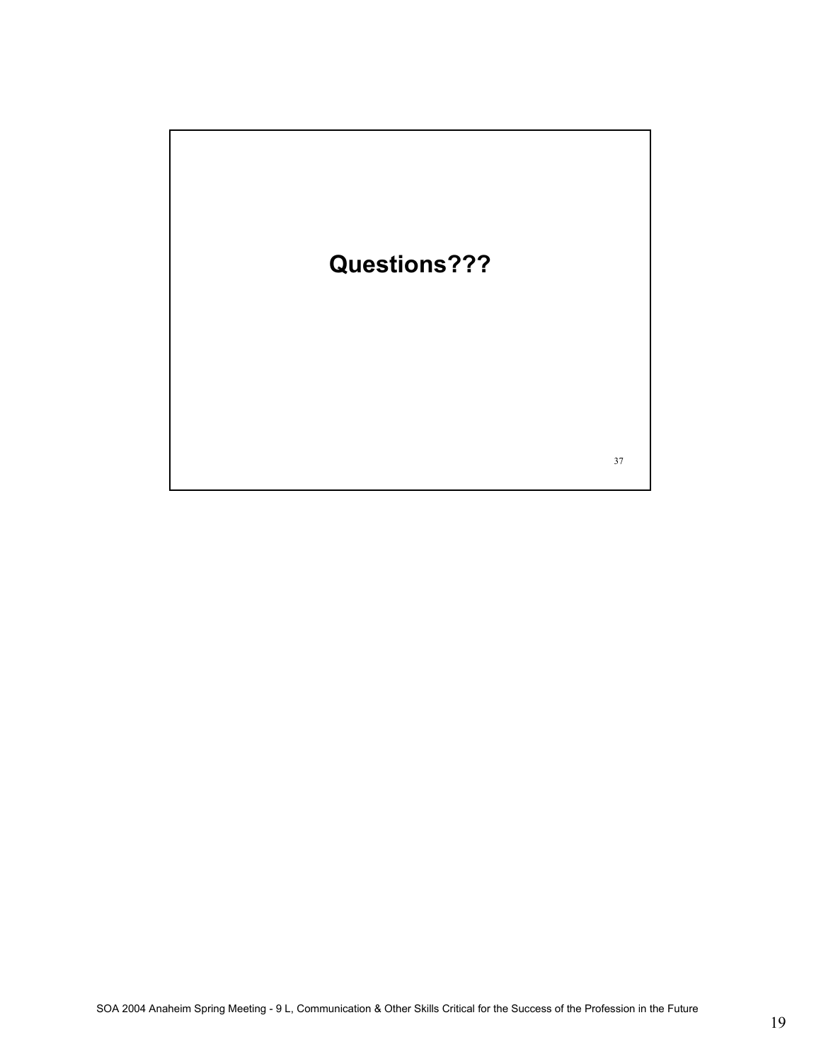**Questions???**

37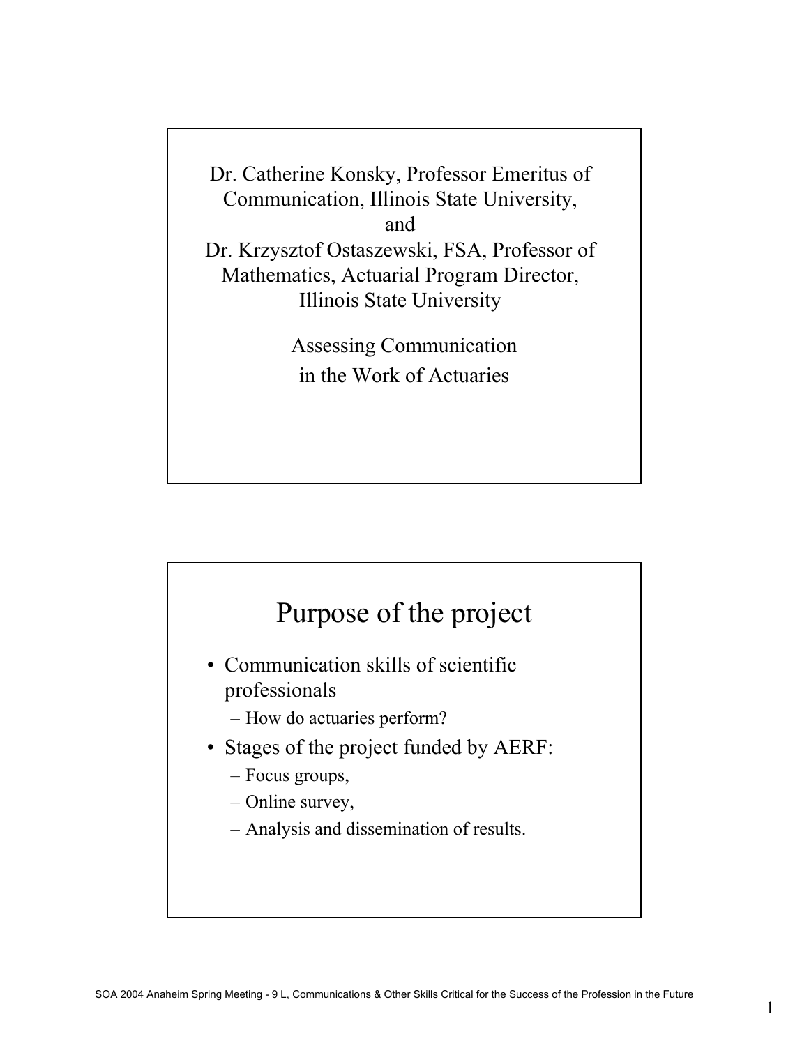Dr. Catherine Konsky, Professor Emeritus of Communication, Illinois State University,
and
Dr. Krzysztof Ostaszewski, FSA, Professor of Mathematics, Actuarial Program Director, Illinois State University

Assessing Communication in the Work of Actuaries

# Purpose of the project

- Communication skills of scientific professionals
  - How do actuaries perform?
- Stages of the project funded by AERF:
  - Focus groups,
  - Online survey,
  - Analysis and dissemination of results.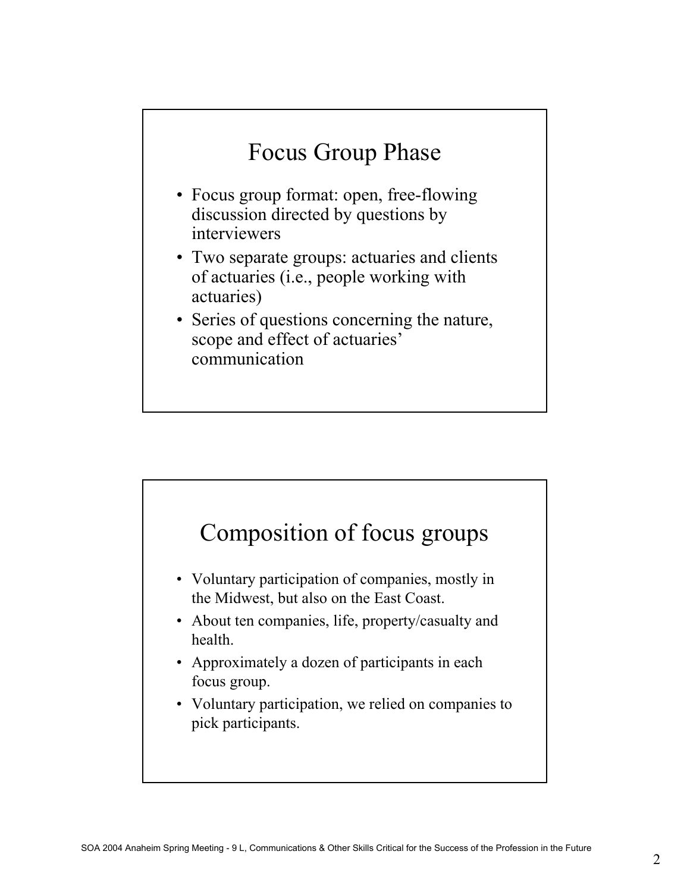## Focus Group Phase

- Focus group format: open, free-flowing discussion directed by questions by interviewers
- Two separate groups: actuaries and clients of actuaries (i.e., people working with actuaries)
- Series of questions concerning the nature, scope and effect of actuaries' communication

## Composition of focus groups

- Voluntary participation of companies, mostly in the Midwest, but also on the East Coast.
- About ten companies, life, property/casualty and health.
- Approximately a dozen of participants in each focus group.
- Voluntary participation, we relied on companies to pick participants.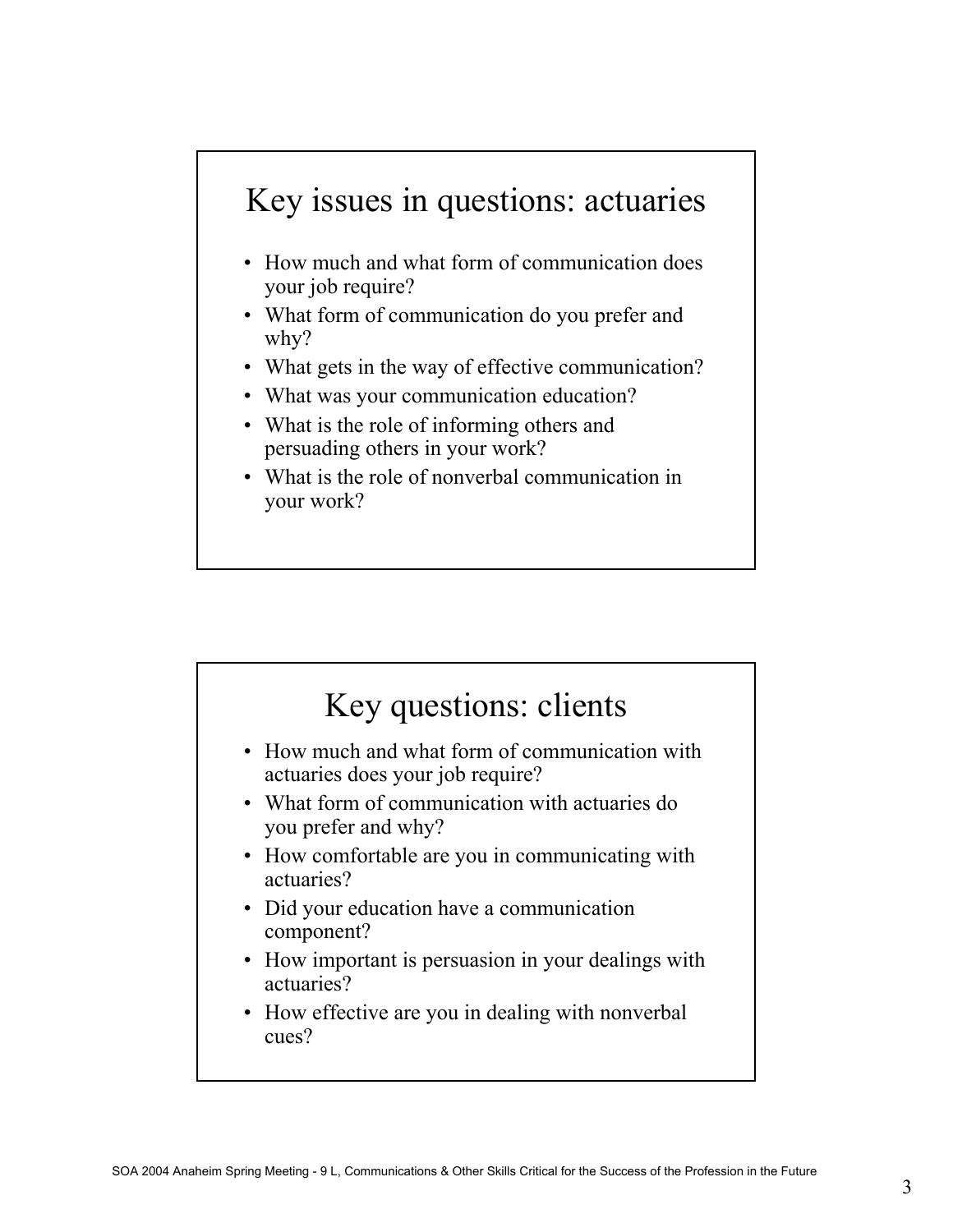## Key issues in questions: actuaries

- How much and what form of communication does your job require?
- What form of communication do you prefer and why?
- What gets in the way of effective communication?
- What was your communication education?
- What is the role of informing others and persuading others in your work?
- What is the role of nonverbal communication in your work?

## Key questions: clients

- How much and what form of communication with actuaries does your job require?
- What form of communication with actuaries do you prefer and why?
- How comfortable are you in communicating with actuaries?
- Did your education have a communication component?
- How important is persuasion in your dealings with actuaries?
- How effective are you in dealing with nonverbal cues?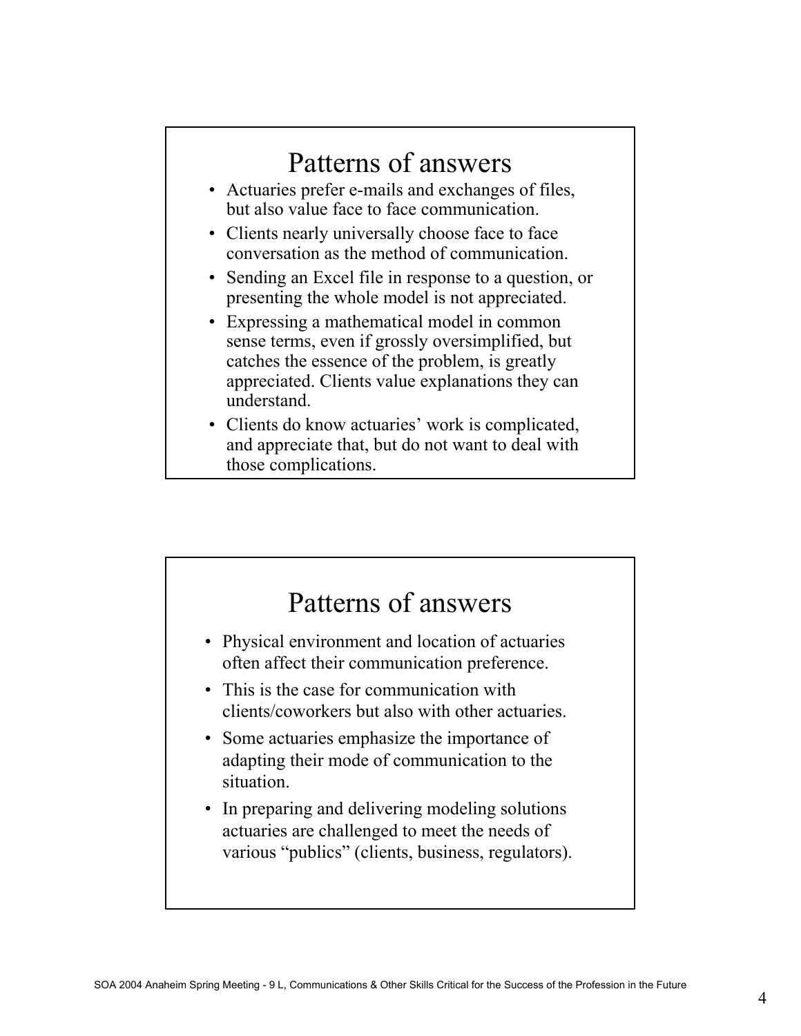## Patterns of answers

- Actuaries prefer e-mails and exchanges of files, but also value face to face communication.
- Clients nearly universally choose face to face conversation as the method of communication.
- Sending an Excel file in response to a question, or presenting the whole model is not appreciated.
- Expressing a mathematical model in common sense terms, even if grossly oversimplified, but catches the essence of the problem, is greatly appreciated. Clients value explanations they can understand.
- Clients do know actuaries' work is complicated, and appreciate that, but do not want to deal with those complications.

## Patterns of answers

- Physical environment and location of actuaries often affect their communication preference.
- This is the case for communication with clients/coworkers but also with other actuaries.
- Some actuaries emphasize the importance of adapting their mode of communication to the situation.
- In preparing and delivering modeling solutions actuaries are challenged to meet the needs of various "publics" (clients, business, regulators).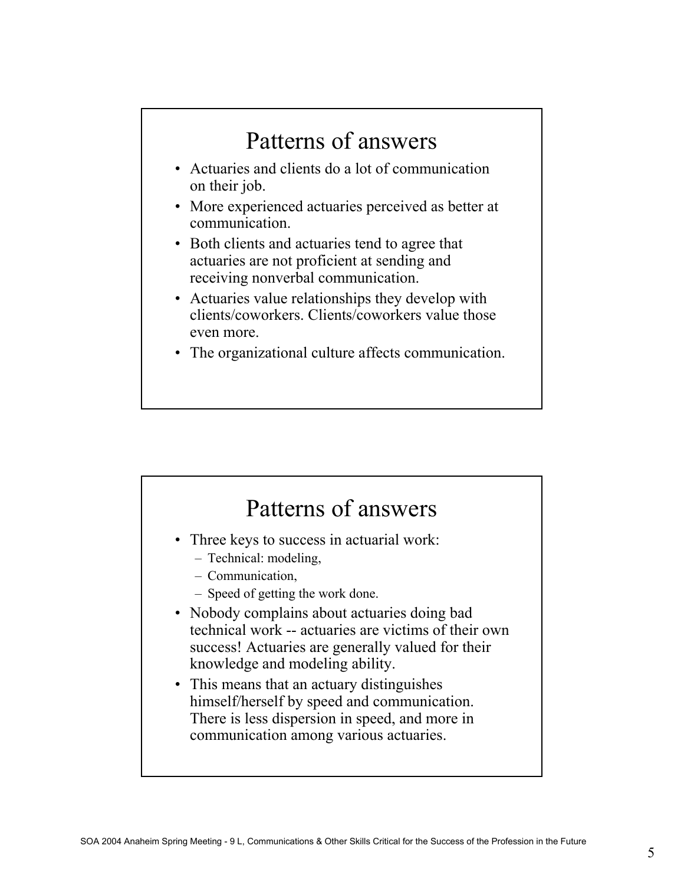## Patterns of answers

- Actuaries and clients do a lot of communication on their job.
- More experienced actuaries perceived as better at communication.
- Both clients and actuaries tend to agree that actuaries are not proficient at sending and receiving nonverbal communication.
- Actuaries value relationships they develop with clients/coworkers. Clients/coworkers value those even more.
- The organizational culture affects communication.

## Patterns of answers

- Three keys to success in actuarial work:
  - Technical: modeling,
  - Communication,
  - Speed of getting the work done.
- Nobody complains about actuaries doing bad technical work -- actuaries are victims of their own success! Actuaries are generally valued for their knowledge and modeling ability.
- This means that an actuary distinguishes himself/herself by speed and communication. There is less dispersion in speed, and more in communication among various actuaries.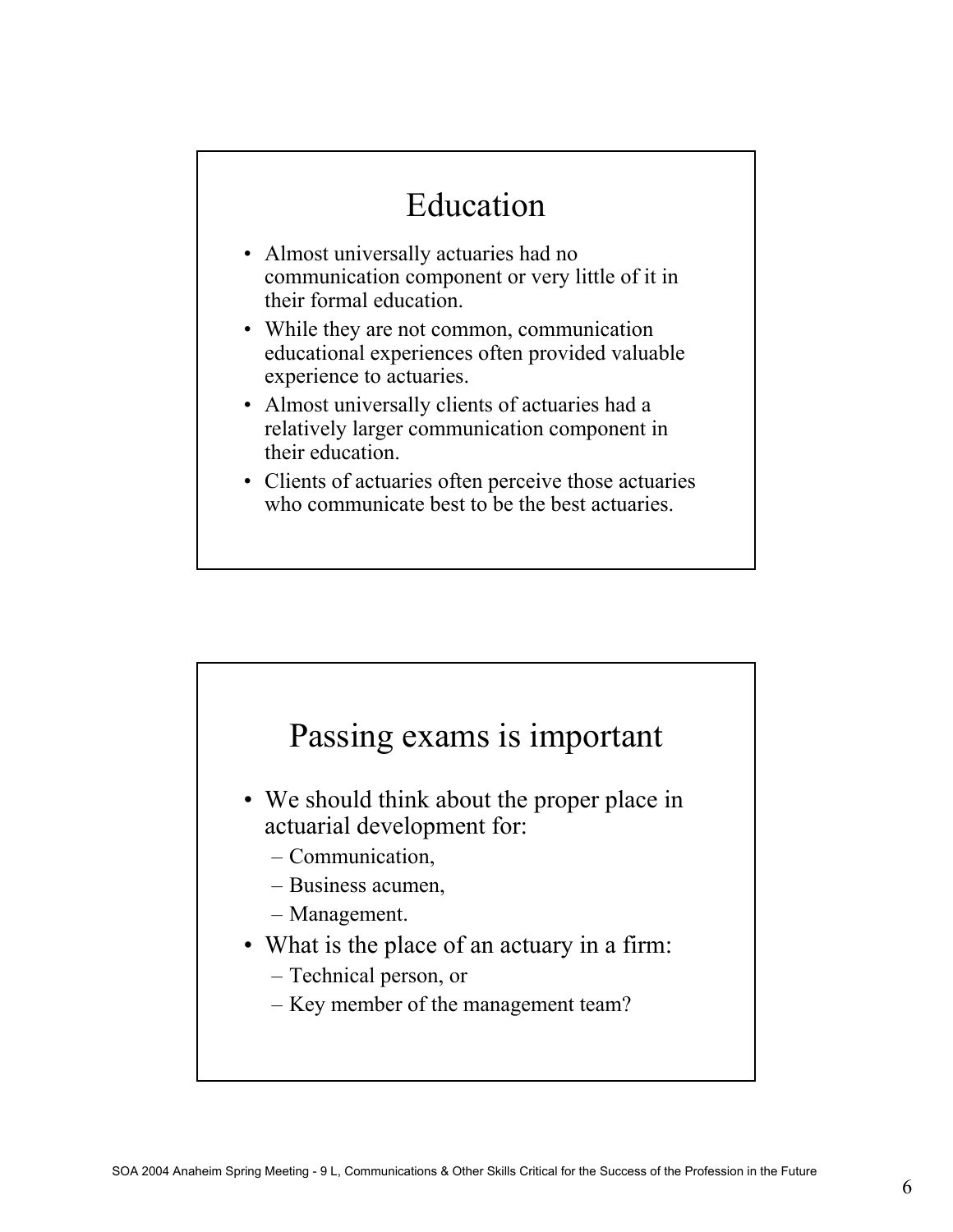## Education

- Almost universally actuaries had no communication component or very little of it in their formal education.
- While they are not common, communication educational experiences often provided valuable experience to actuaries.
- Almost universally clients of actuaries had a relatively larger communication component in their education.
- Clients of actuaries often perceive those actuaries who communicate best to be the best actuaries.

## Passing exams is important

- We should think about the proper place in actuarial development for:
  - Communication,
  - Business acumen,
  - Management.
- What is the place of an actuary in a firm:
  - Technical person, or
  - Key member of the management team?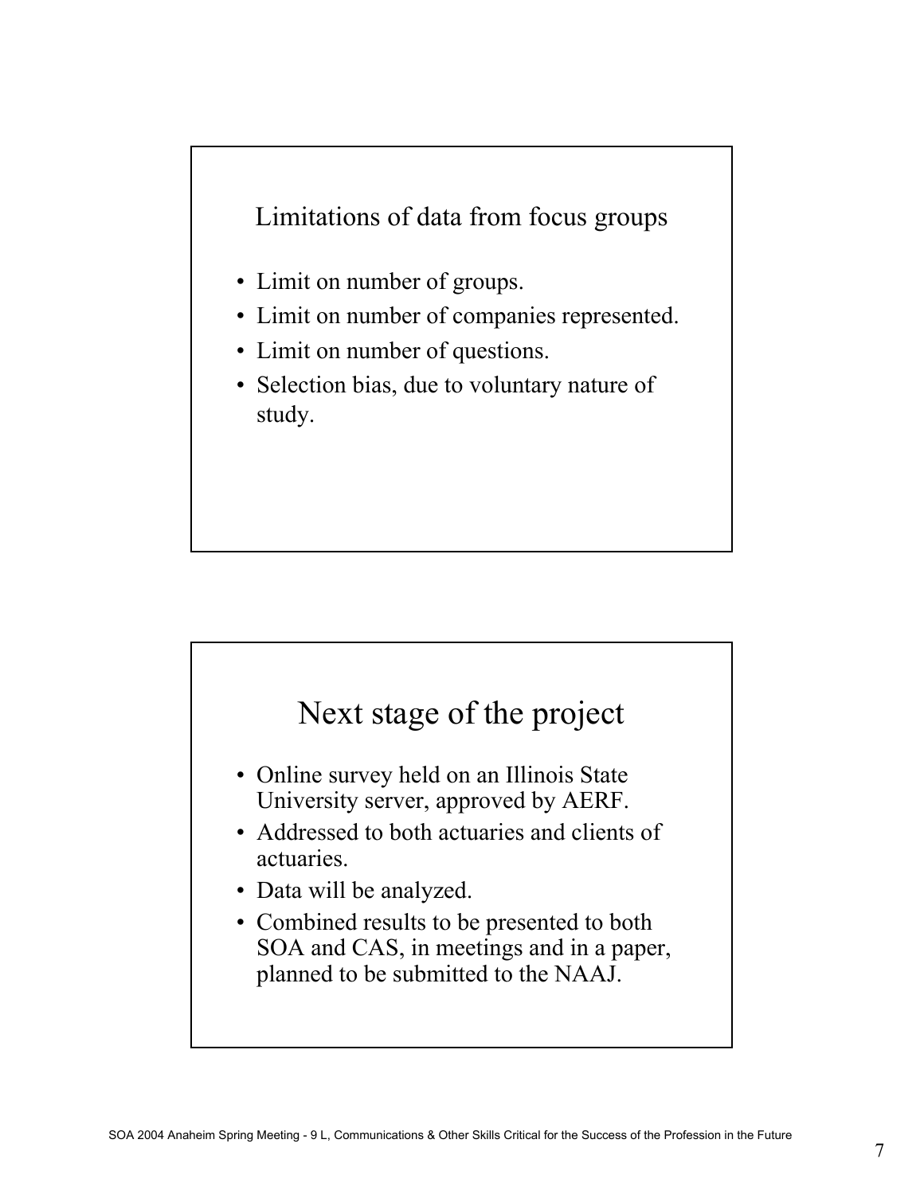## Limitations of data from focus groups

- Limit on number of groups.
- Limit on number of companies represented.
- Limit on number of questions.
- Selection bias, due to voluntary nature of study.

## Next stage of the project

- Online survey held on an Illinois State University server, approved by AERF.
- Addressed to both actuaries and clients of actuaries.
- Data will be analyzed.
- Combined results to be presented to both SOA and CAS, in meetings and in a paper, planned to be submitted to the NAAJ.